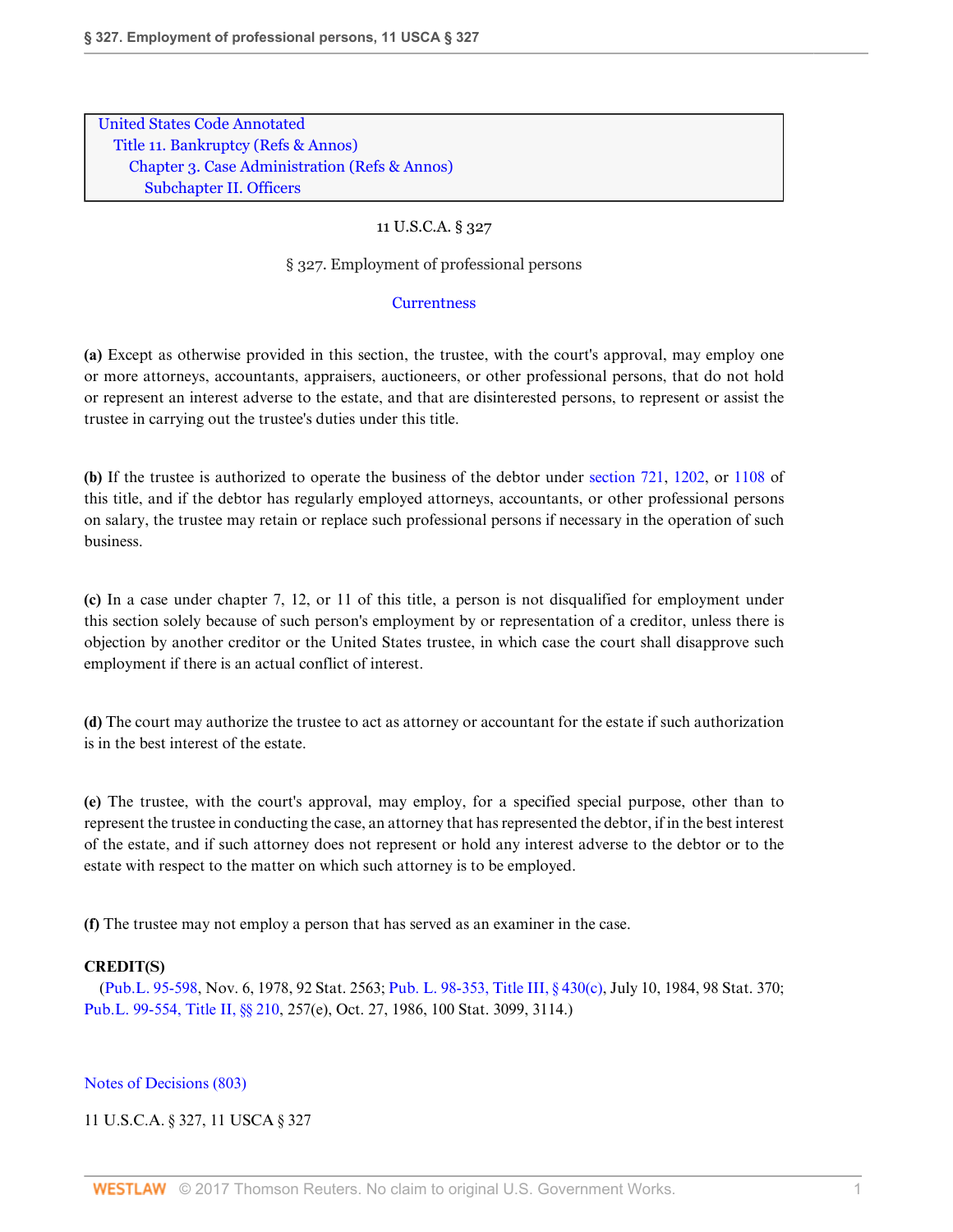United States Code Annotated
Title 11. Bankruptcy (Refs & Annos)
Chapter 3. Case Administration (Refs & Annos)
Subchapter II. Officers

11 U.S.C.A. § 327

# § 327. Employment of professional persons

Currentness

**(a)** Except as otherwise provided in this section, the trustee, with the court's approval, may employ one or more attorneys, accountants, appraisers, auctioneers, or other professional persons, that do not hold or represent an interest adverse to the estate, and that are disinterested persons, to represent or assist the trustee in carrying out the trustee's duties under this title.

**(b)** If the trustee is authorized to operate the business of the debtor under section 721, 1202, or 1108 of this title, and if the debtor has regularly employed attorneys, accountants, or other professional persons on salary, the trustee may retain or replace such professional persons if necessary in the operation of such business.

**(c)** In a case under chapter 7, 12, or 11 of this title, a person is not disqualified for employment under this section solely because of such person's employment by or representation of a creditor, unless there is objection by another creditor or the United States trustee, in which case the court shall disapprove such employment if there is an actual conflict of interest.

**(d)** The court may authorize the trustee to act as attorney or accountant for the estate if such authorization is in the best interest of the estate.

**(e)** The trustee, with the court's approval, may employ, for a specified special purpose, other than to represent the trustee in conducting the case, an attorney that has represented the debtor, if in the best interest of the estate, and if such attorney does not represent or hold any interest adverse to the debtor or to the estate with respect to the matter on which such attorney is to be employed.

**(f)** The trustee may not employ a person that has served as an examiner in the case.

**CREDIT(S)**

(Pub.L. 95-598, Nov. 6, 1978, 92 Stat. 2563; Pub. L. 98-353, Title III, § 430(c), July 10, 1984, 98 Stat. 370; Pub.L. 99-554, Title II, §§ 210, 257(e), Oct. 27, 1986, 100 Stat. 3099, 3114.)

Notes of Decisions (803)

11 U.S.C.A. § 327, 11 USCA § 327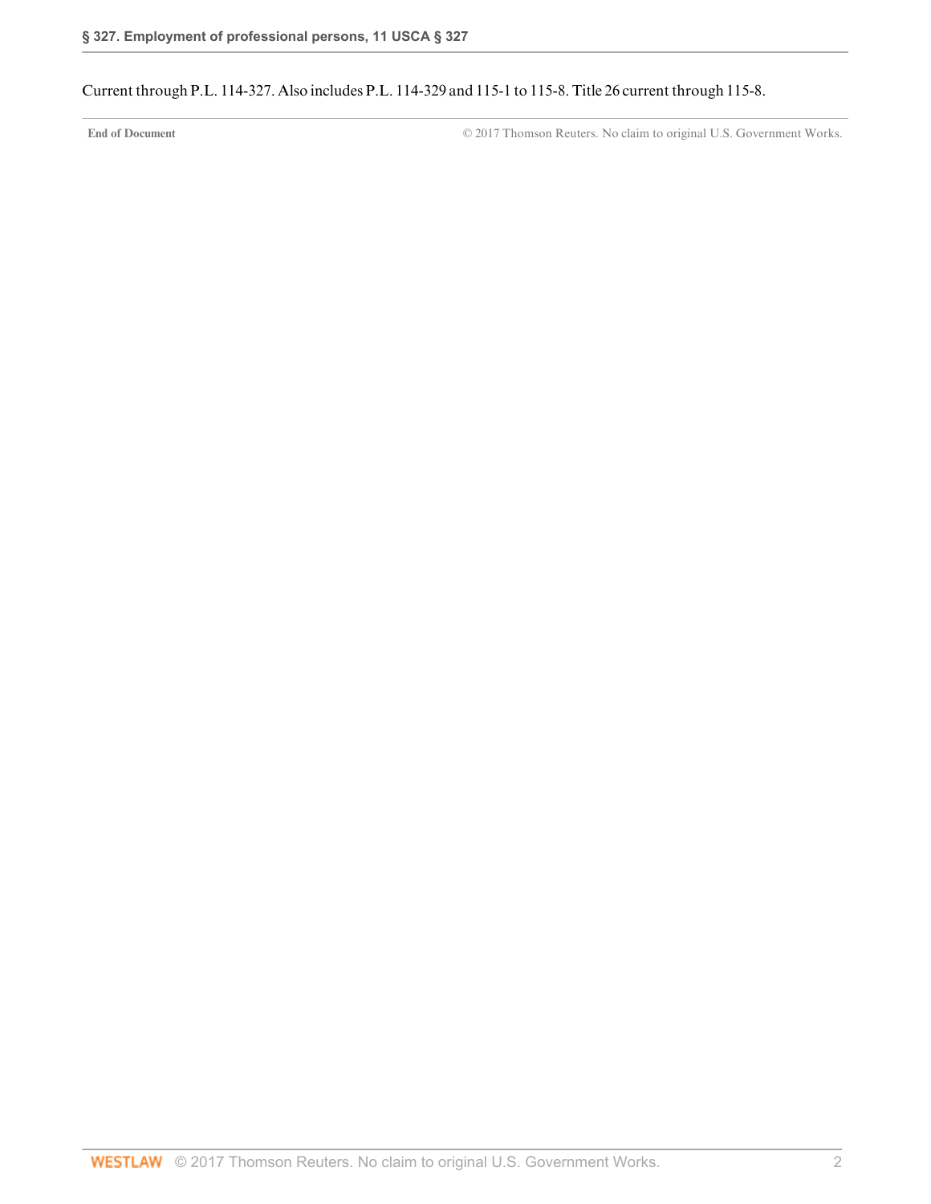Current through P.L. 114-327. Also includes P.L. 114-329 and 115-1 to 115-8. Title 26 current through 115-8.

End of Document © 2017 Thomson Reuters. No claim to original U.S. Government Works.